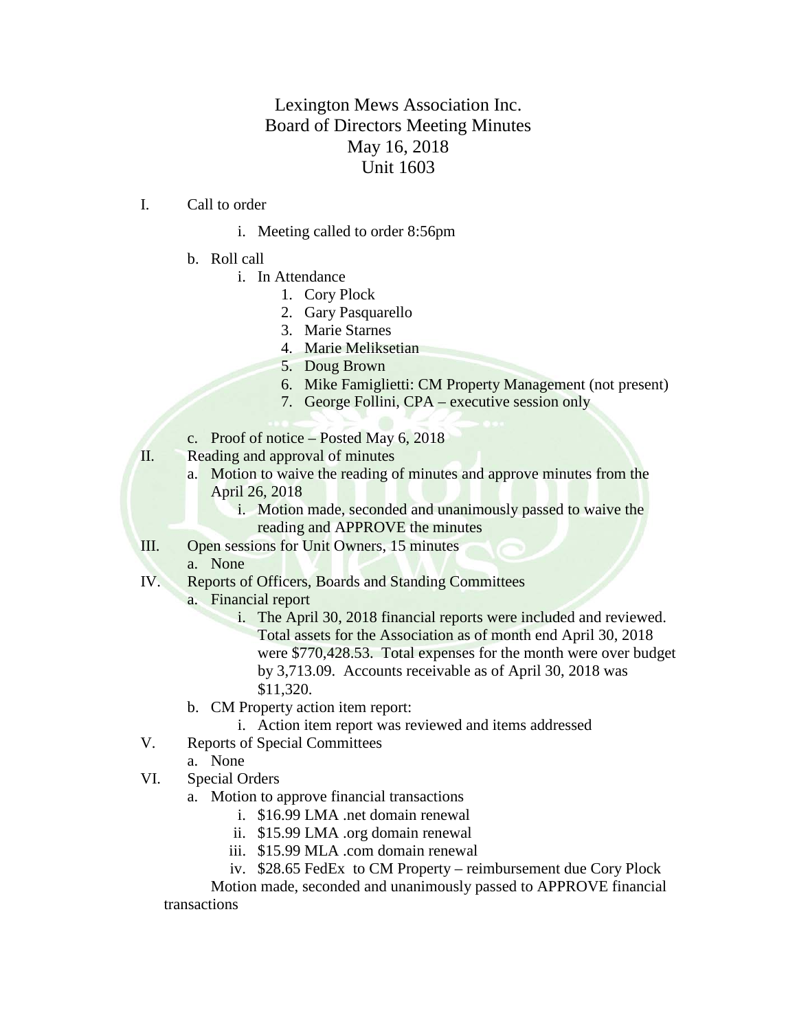# Lexington Mews Association Inc.
## Board of Directors Meeting Minutes
### May 16, 2018
### Unit 1603

I. Call to order

   i. Meeting called to order 8:56pm

   b. Roll call
      i. In Attendance
         1. Cory Plock
         2. Gary Pasquarello
         3. Marie Starnes
         4. Marie Meliksetian
         5. Doug Brown
         6. Mike Famiglietti: CM Property Management (not present)
         7. George Follini, CPA – executive session only

   c. Proof of notice – Posted May 6, 2018

II. Reading and approval of minutes
   a. Motion to waive the reading of minutes and approve minutes from the April 26, 2018
      i. Motion made, seconded and unanimously passed to waive the reading and APPROVE the minutes

III. Open sessions for Unit Owners, 15 minutes
   a. None

IV. Reports of Officers, Boards and Standing Committees
   a. Financial report
      i. The April 30, 2018 financial reports were included and reviewed. Total assets for the Association as of month end April 30, 2018 were $770,428.53. Total expenses for the month were over budget by 3,713.09. Accounts receivable as of April 30, 2018 was $11,320.
   b. CM Property action item report:
      i. Action item report was reviewed and items addressed

V. Reports of Special Committees
   a. None

VI. Special Orders
   a. Motion to approve financial transactions
      i. $16.99 LMA .net domain renewal
      ii. $15.99 LMA .org domain renewal
      iii. $15.99 MLA .com domain renewal
      iv. $28.65 FedEx to CM Property – reimbursement due Cory Plock

   Motion made, seconded and unanimously passed to APPROVE financial transactions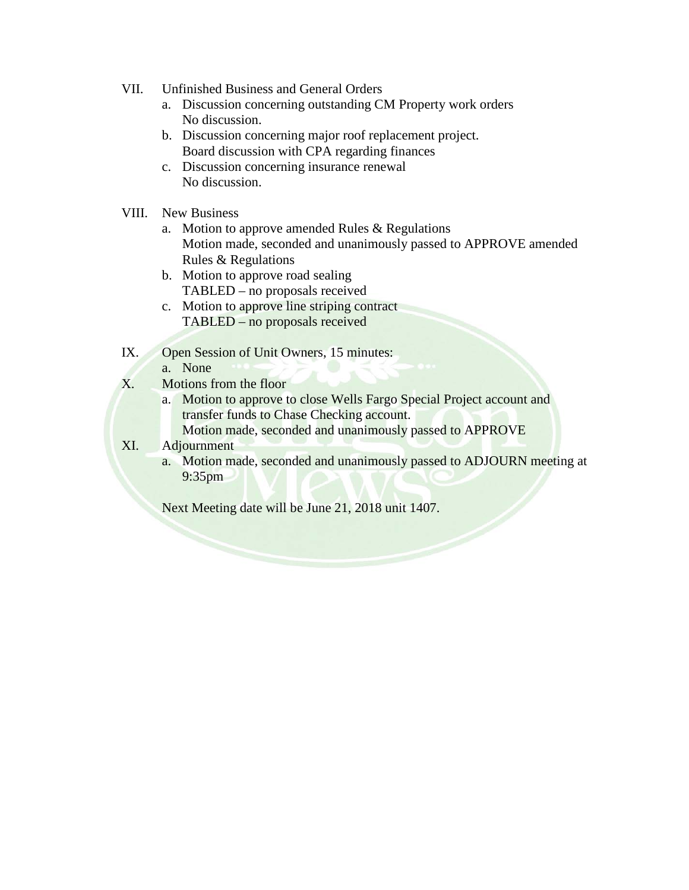VII. Unfinished Business and General Orders

a. Discussion concerning outstanding CM Property work orders
   No discussion.
b. Discussion concerning major roof replacement project.
   Board discussion with CPA regarding finances
c. Discussion concerning insurance renewal
   No discussion.

VIII. New Business

a. Motion to approve amended Rules & Regulations
   Motion made, seconded and unanimously passed to APPROVE amended Rules & Regulations
b. Motion to approve road sealing
   TABLED – no proposals received
c. Motion to approve line striping contract
   TABLED – no proposals received

IX. Open Session of Unit Owners, 15 minutes:

a. None

X. Motions from the floor

a. Motion to approve to close Wells Fargo Special Project account and transfer funds to Chase Checking account.
   Motion made, seconded and unanimously passed to APPROVE

XI. Adjournment

a. Motion made, seconded and unanimously passed to ADJOURN meeting at 9:35pm

Next Meeting date will be June 21, 2018 unit 1407.